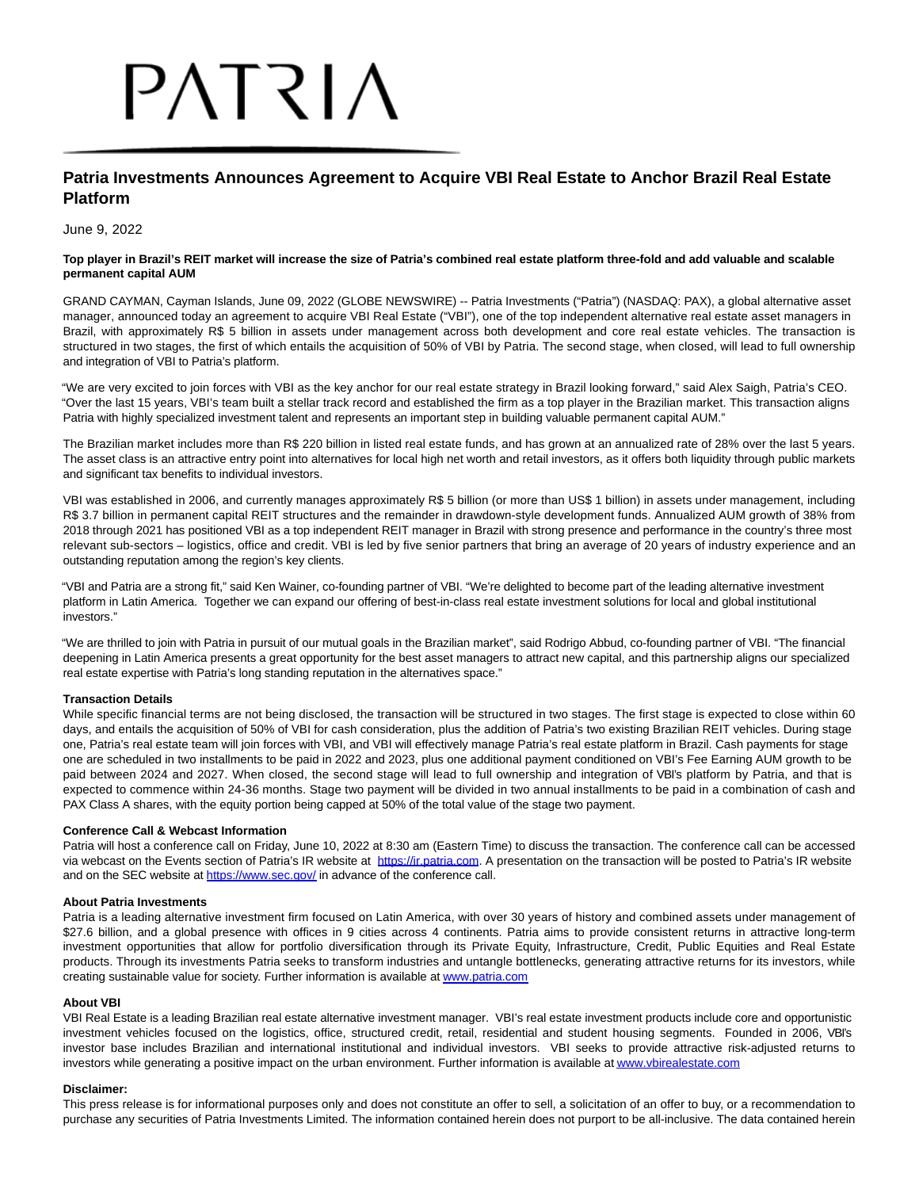PATRIA

# Patria Investments Announces Agreement to Acquire VBI Real Estate to Anchor Brazil Real Estate Platform

June 9, 2022

**Top player in Brazil's REIT market will increase the size of Patria's combined real estate platform three-fold and add valuable and scalable permanent capital AUM**

GRAND CAYMAN, Cayman Islands, June 09, 2022 (GLOBE NEWSWIRE) -- Patria Investments ("Patria") (NASDAQ: PAX), a global alternative asset manager, announced today an agreement to acquire VBI Real Estate ("VBI"), one of the top independent alternative real estate asset managers in Brazil, with approximately R$ 5 billion in assets under management across both development and core real estate vehicles. The transaction is structured in two stages, the first of which entails the acquisition of 50% of VBI by Patria. The second stage, when closed, will lead to full ownership and integration of VBI to Patria's platform.

"We are very excited to join forces with VBI as the key anchor for our real estate strategy in Brazil looking forward," said Alex Saigh, Patria's CEO. "Over the last 15 years, VBI's team built a stellar track record and established the firm as a top player in the Brazilian market. This transaction aligns Patria with highly specialized investment talent and represents an important step in building valuable permanent capital AUM."

The Brazilian market includes more than R$ 220 billion in listed real estate funds, and has grown at an annualized rate of 28% over the last 5 years. The asset class is an attractive entry point into alternatives for local high net worth and retail investors, as it offers both liquidity through public markets and significant tax benefits to individual investors.

VBI was established in 2006, and currently manages approximately R$ 5 billion (or more than US$ 1 billion) in assets under management, including R$ 3.7 billion in permanent capital REIT structures and the remainder in drawdown-style development funds. Annualized AUM growth of 38% from 2018 through 2021 has positioned VBI as a top independent REIT manager in Brazil with strong presence and performance in the country's three most relevant sub-sectors – logistics, office and credit. VBI is led by five senior partners that bring an average of 20 years of industry experience and an outstanding reputation among the region's key clients.

"VBI and Patria are a strong fit," said Ken Wainer, co-founding partner of VBI. "We're delighted to become part of the leading alternative investment platform in Latin America. Together we can expand our offering of best-in-class real estate investment solutions for local and global institutional investors."

"We are thrilled to join with Patria in pursuit of our mutual goals in the Brazilian market", said Rodrigo Abbud, co-founding partner of VBI. "The financial deepening in Latin America presents a great opportunity for the best asset managers to attract new capital, and this partnership aligns our specialized real estate expertise with Patria's long standing reputation in the alternatives space."

**Transaction Details**

While specific financial terms are not being disclosed, the transaction will be structured in two stages. The first stage is expected to close within 60 days, and entails the acquisition of 50% of VBI for cash consideration, plus the addition of Patria's two existing Brazilian REIT vehicles. During stage one, Patria's real estate team will join forces with VBI, and VBI will effectively manage Patria's real estate platform in Brazil. Cash payments for stage one are scheduled in two installments to be paid in 2022 and 2023, plus one additional payment conditioned on VBI's Fee Earning AUM growth to be paid between 2024 and 2027. When closed, the second stage will lead to full ownership and integration of VBI's platform by Patria, and that is expected to commence within 24-36 months. Stage two payment will be divided in two annual installments to be paid in a combination of cash and PAX Class A shares, with the equity portion being capped at 50% of the total value of the stage two payment.

**Conference Call & Webcast Information**

Patria will host a conference call on Friday, June 10, 2022 at 8:30 am (Eastern Time) to discuss the transaction. The conference call can be accessed via webcast on the Events section of Patria's IR website at https://ir.patria.com. A presentation on the transaction will be posted to Patria's IR website and on the SEC website at https://www.sec.gov/ in advance of the conference call.

**About Patria Investments**

Patria is a leading alternative investment firm focused on Latin America, with over 30 years of history and combined assets under management of $27.6 billion, and a global presence with offices in 9 cities across 4 continents. Patria aims to provide consistent returns in attractive long-term investment opportunities that allow for portfolio diversification through its Private Equity, Infrastructure, Credit, Public Equities and Real Estate products. Through its investments Patria seeks to transform industries and untangle bottlenecks, generating attractive returns for its investors, while creating sustainable value for society. Further information is available at www.patria.com

**About VBI**

VBI Real Estate is a leading Brazilian real estate alternative investment manager. VBI's real estate investment products include core and opportunistic investment vehicles focused on the logistics, office, structured credit, retail, residential and student housing segments. Founded in 2006, VBI's investor base includes Brazilian and international institutional and individual investors. VBI seeks to provide attractive risk-adjusted returns to investors while generating a positive impact on the urban environment. Further information is available at www.vbirealestate.com

**Disclaimer:**

This press release is for informational purposes only and does not constitute an offer to sell, a solicitation of an offer to buy, or a recommendation to purchase any securities of Patria Investments Limited. The information contained herein does not purport to be all-inclusive. The data contained herein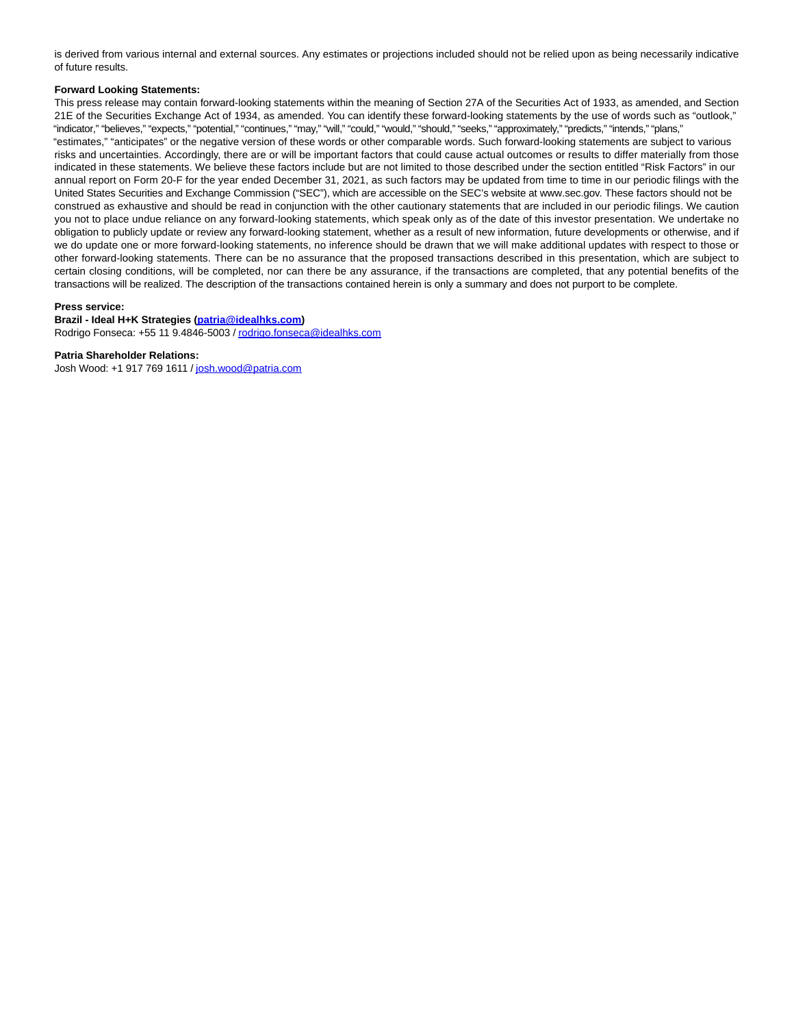is derived from various internal and external sources. Any estimates or projections included should not be relied upon as being necessarily indicative of future results.

**Forward Looking Statements:**

This press release may contain forward-looking statements within the meaning of Section 27A of the Securities Act of 1933, as amended, and Section 21E of the Securities Exchange Act of 1934, as amended. You can identify these forward-looking statements by the use of words such as "outlook," "indicator," "believes," "expects," "potential," "continues," "may," "will," "could," "would," "should," "seeks," "approximately," "predicts," "intends," "plans," "estimates," "anticipates" or the negative version of these words or other comparable words. Such forward-looking statements are subject to various risks and uncertainties. Accordingly, there are or will be important factors that could cause actual outcomes or results to differ materially from those indicated in these statements. We believe these factors include but are not limited to those described under the section entitled "Risk Factors" in our annual report on Form 20-F for the year ended December 31, 2021, as such factors may be updated from time to time in our periodic filings with the United States Securities and Exchange Commission ("SEC"), which are accessible on the SEC's website at www.sec.gov. These factors should not be construed as exhaustive and should be read in conjunction with the other cautionary statements that are included in our periodic filings. We caution you not to place undue reliance on any forward-looking statements, which speak only as of the date of this investor presentation. We undertake no obligation to publicly update or review any forward-looking statement, whether as a result of new information, future developments or otherwise, and if we do update one or more forward-looking statements, no inference should be drawn that we will make additional updates with respect to those or other forward-looking statements. There can be no assurance that the proposed transactions described in this presentation, which are subject to certain closing conditions, will be completed, nor can there be any assurance, if the transactions are completed, that any potential benefits of the transactions will be realized. The description of the transactions contained herein is only a summary and does not purport to be complete.

**Press service:**

**Brazil - Ideal H+K Strategies (patria@idealhks.com)**
Rodrigo Fonseca: +55 11 9.4846-5003 / rodrigo.fonseca@idealhks.com

**Patria Shareholder Relations:**
Josh Wood: +1 917 769 1611 / josh.wood@patria.com